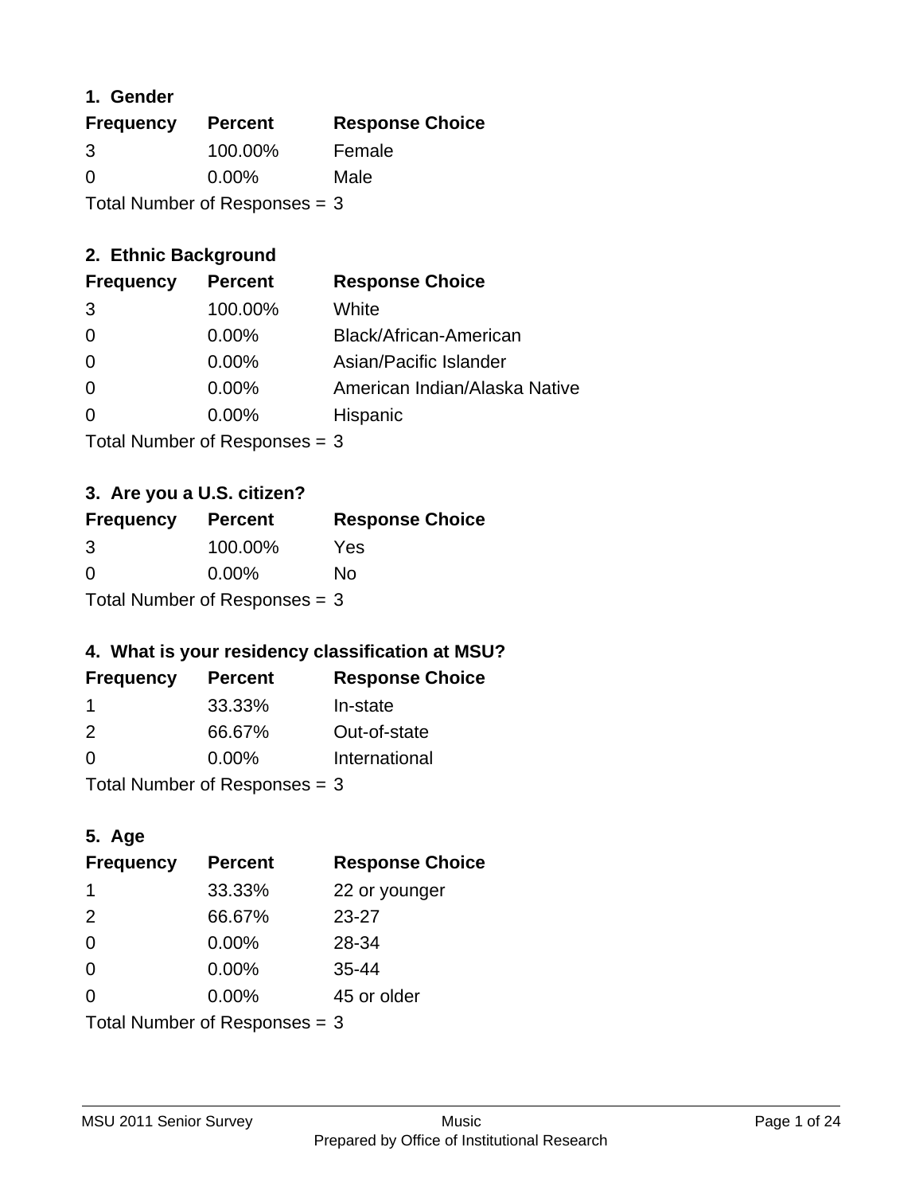## 1. Gender

| Frequency | Percent | Response Choice |
|---|---|---|
| 3 | 100.00% | Female |
| 0 | 0.00% | Male |

Total Number of Responses = 3

## 2. Ethnic Background

| Frequency | Percent | Response Choice |
|---|---|---|
| 3 | 100.00% | White |
| 0 | 0.00% | Black/African-American |
| 0 | 0.00% | Asian/Pacific Islander |
| 0 | 0.00% | American Indian/Alaska Native |
| 0 | 0.00% | Hispanic |

Total Number of Responses = 3

## 3. Are you a U.S. citizen?

| Frequency | Percent | Response Choice |
|---|---|---|
| 3 | 100.00% | Yes |
| 0 | 0.00% | No |

Total Number of Responses = 3

## 4. What is your residency classification at MSU?

| Frequency | Percent | Response Choice |
|---|---|---|
| 1 | 33.33% | In-state |
| 2 | 66.67% | Out-of-state |
| 0 | 0.00% | International |

Total Number of Responses = 3

## 5. Age

| Frequency | Percent | Response Choice |
|---|---|---|
| 1 | 33.33% | 22 or younger |
| 2 | 66.67% | 23-27 |
| 0 | 0.00% | 28-34 |
| 0 | 0.00% | 35-44 |
| 0 | 0.00% | 45 or older |

Total Number of Responses = 3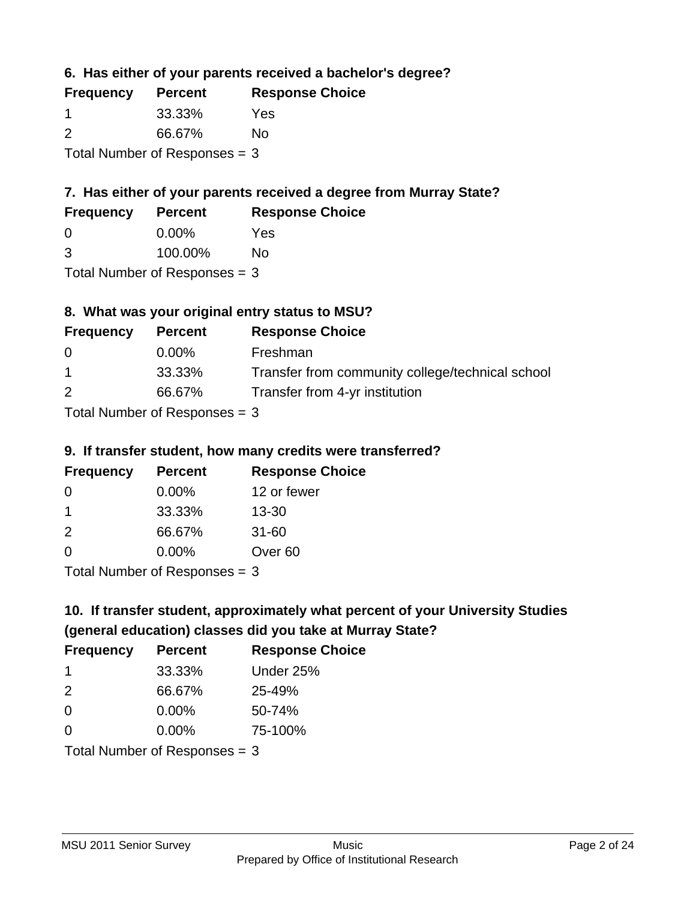### 6. Has either of your parents received a bachelor's degree?

| Frequency | Percent | Response Choice |
| --- | --- | --- |
| 1 | 33.33% | Yes |
| 2 | 66.67% | No |

Total Number of Responses = 3

### 7. Has either of your parents received a degree from Murray State?

| Frequency | Percent | Response Choice |
| --- | --- | --- |
| 0 | 0.00% | Yes |
| 3 | 100.00% | No |

Total Number of Responses = 3

### 8. What was your original entry status to MSU?

| Frequency | Percent | Response Choice |
| --- | --- | --- |
| 0 | 0.00% | Freshman |
| 1 | 33.33% | Transfer from community college/technical school |
| 2 | 66.67% | Transfer from 4-yr institution |

Total Number of Responses = 3

### 9. If transfer student, how many credits were transferred?

| Frequency | Percent | Response Choice |
| --- | --- | --- |
| 0 | 0.00% | 12 or fewer |
| 1 | 33.33% | 13-30 |
| 2 | 66.67% | 31-60 |
| 0 | 0.00% | Over 60 |

Total Number of Responses = 3

### 10. If transfer student, approximately what percent of your University Studies (general education) classes did you take at Murray State?

| Frequency | Percent | Response Choice |
| --- | --- | --- |
| 1 | 33.33% | Under 25% |
| 2 | 66.67% | 25-49% |
| 0 | 0.00% | 50-74% |
| 0 | 0.00% | 75-100% |

Total Number of Responses = 3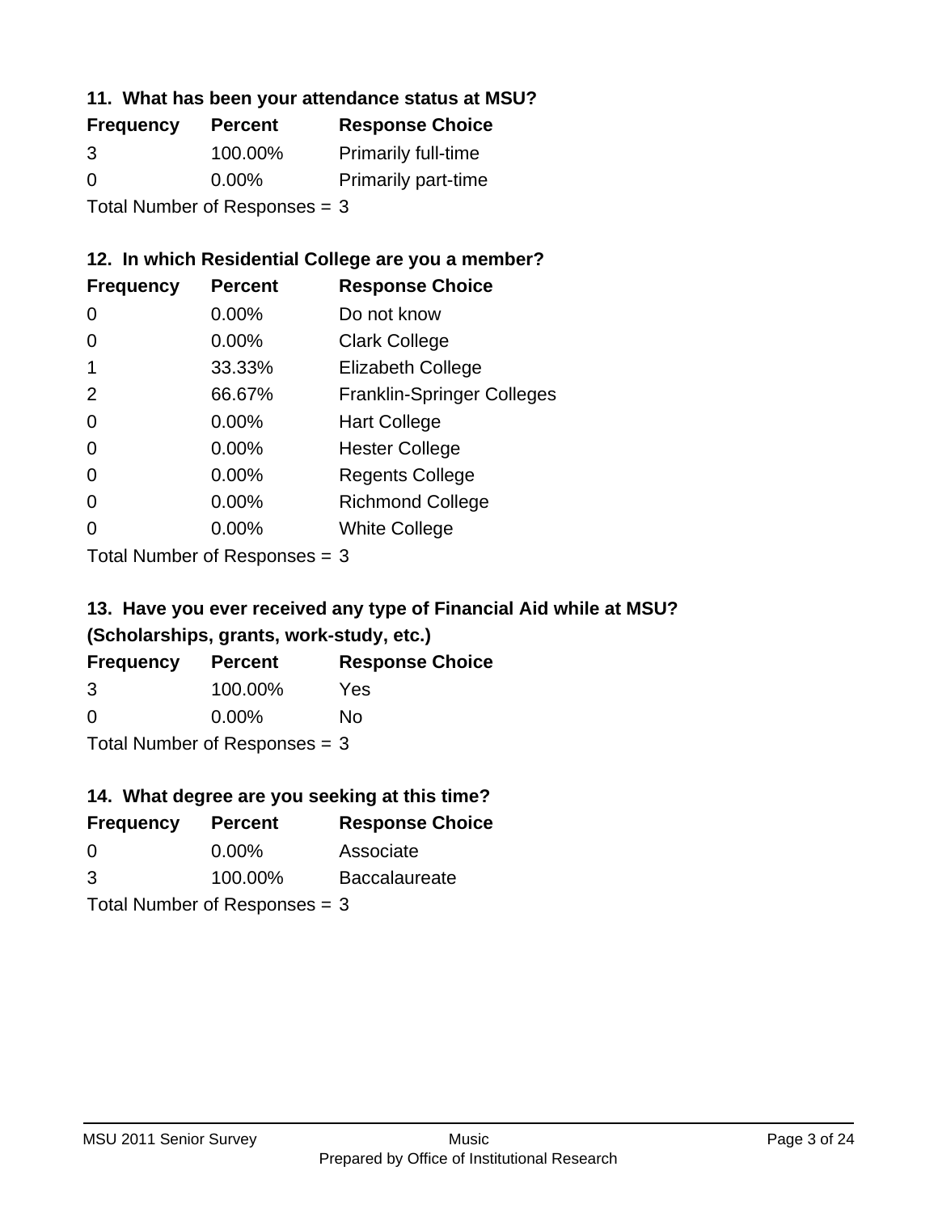### 11. What has been your attendance status at MSU?

| Frequency | Percent | Response Choice |
| --- | --- | --- |
| 3 | 100.00% | Primarily full-time |
| 0 | 0.00% | Primarily part-time |

Total Number of Responses = 3

### 12. In which Residential College are you a member?

| Frequency | Percent | Response Choice |
| --- | --- | --- |
| 0 | 0.00% | Do not know |
| 0 | 0.00% | Clark College |
| 1 | 33.33% | Elizabeth College |
| 2 | 66.67% | Franklin-Springer Colleges |
| 0 | 0.00% | Hart College |
| 0 | 0.00% | Hester College |
| 0 | 0.00% | Regents College |
| 0 | 0.00% | Richmond College |
| 0 | 0.00% | White College |

Total Number of Responses = 3

### 13. Have you ever received any type of Financial Aid while at MSU? (Scholarships, grants, work-study, etc.)

| Frequency | Percent | Response Choice |
| --- | --- | --- |
| 3 | 100.00% | Yes |
| 0 | 0.00% | No |

Total Number of Responses = 3

### 14. What degree are you seeking at this time?

| Frequency | Percent | Response Choice |
| --- | --- | --- |
| 0 | 0.00% | Associate |
| 3 | 100.00% | Baccalaureate |

Total Number of Responses = 3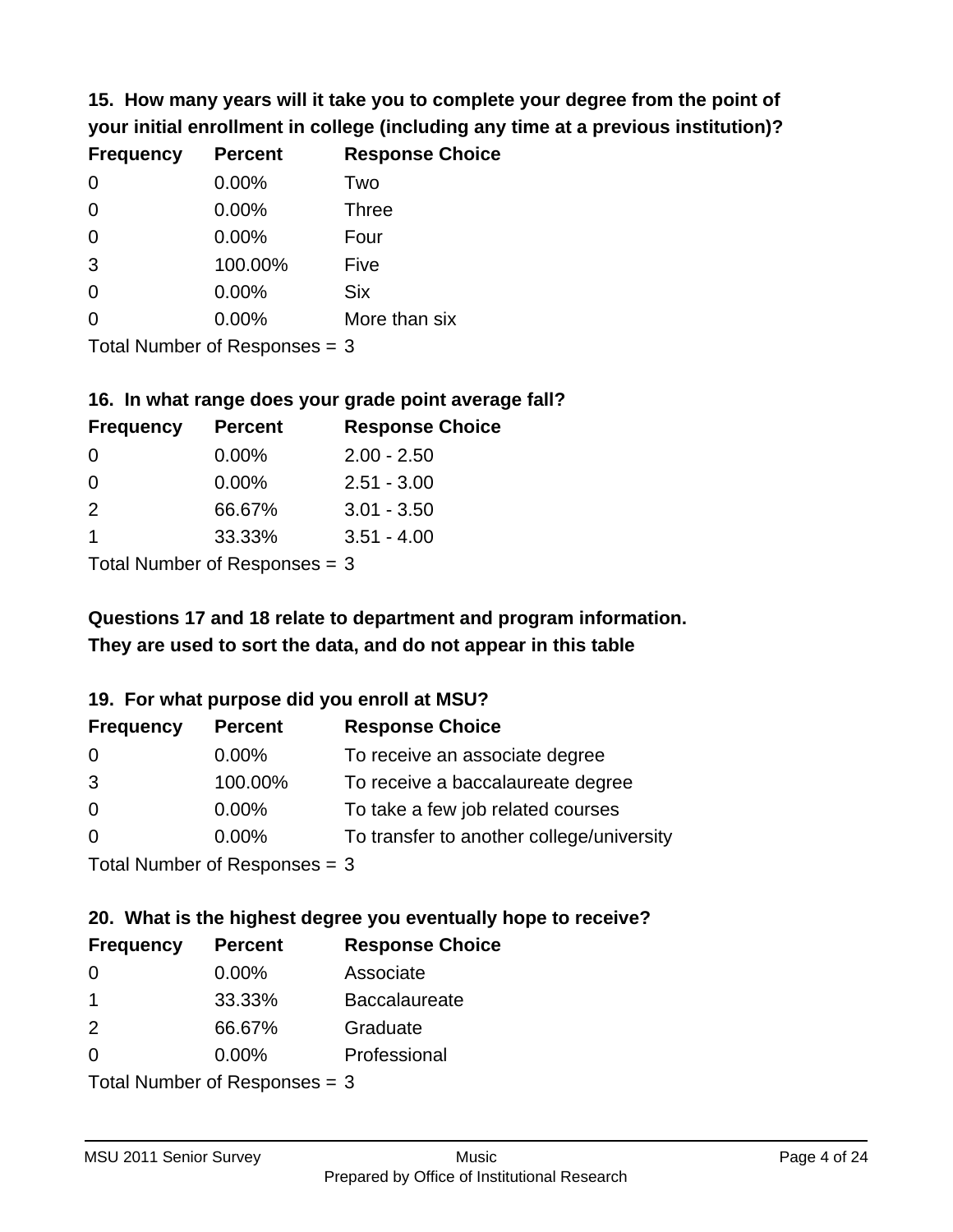**15. How many years will it take you to complete your degree from the point of your initial enrollment in college (including any time at a previous institution)?**

| Frequency | Percent | Response Choice |
|---|---|---|
| 0 | 0.00% | Two |
| 0 | 0.00% | Three |
| 0 | 0.00% | Four |
| 3 | 100.00% | Five |
| 0 | 0.00% | Six |
| 0 | 0.00% | More than six |

Total Number of Responses = 3

**16. In what range does your grade point average fall?**

| Frequency | Percent | Response Choice |
|---|---|---|
| 0 | 0.00% | 2.00 - 2.50 |
| 0 | 0.00% | 2.51 - 3.00 |
| 2 | 66.67% | 3.01 - 3.50 |
| 1 | 33.33% | 3.51 - 4.00 |

Total Number of Responses = 3

**Questions 17 and 18 relate to department and program information. They are used to sort the data, and do not appear in this table**

**19. For what purpose did you enroll at MSU?**

| Frequency | Percent | Response Choice |
|---|---|---|
| 0 | 0.00% | To receive an associate degree |
| 3 | 100.00% | To receive a baccalaureate degree |
| 0 | 0.00% | To take a few job related courses |
| 0 | 0.00% | To transfer to another college/university |

Total Number of Responses = 3

**20. What is the highest degree you eventually hope to receive?**

| Frequency | Percent | Response Choice |
|---|---|---|
| 0 | 0.00% | Associate |
| 1 | 33.33% | Baccalaureate |
| 2 | 66.67% | Graduate |
| 0 | 0.00% | Professional |

Total Number of Responses = 3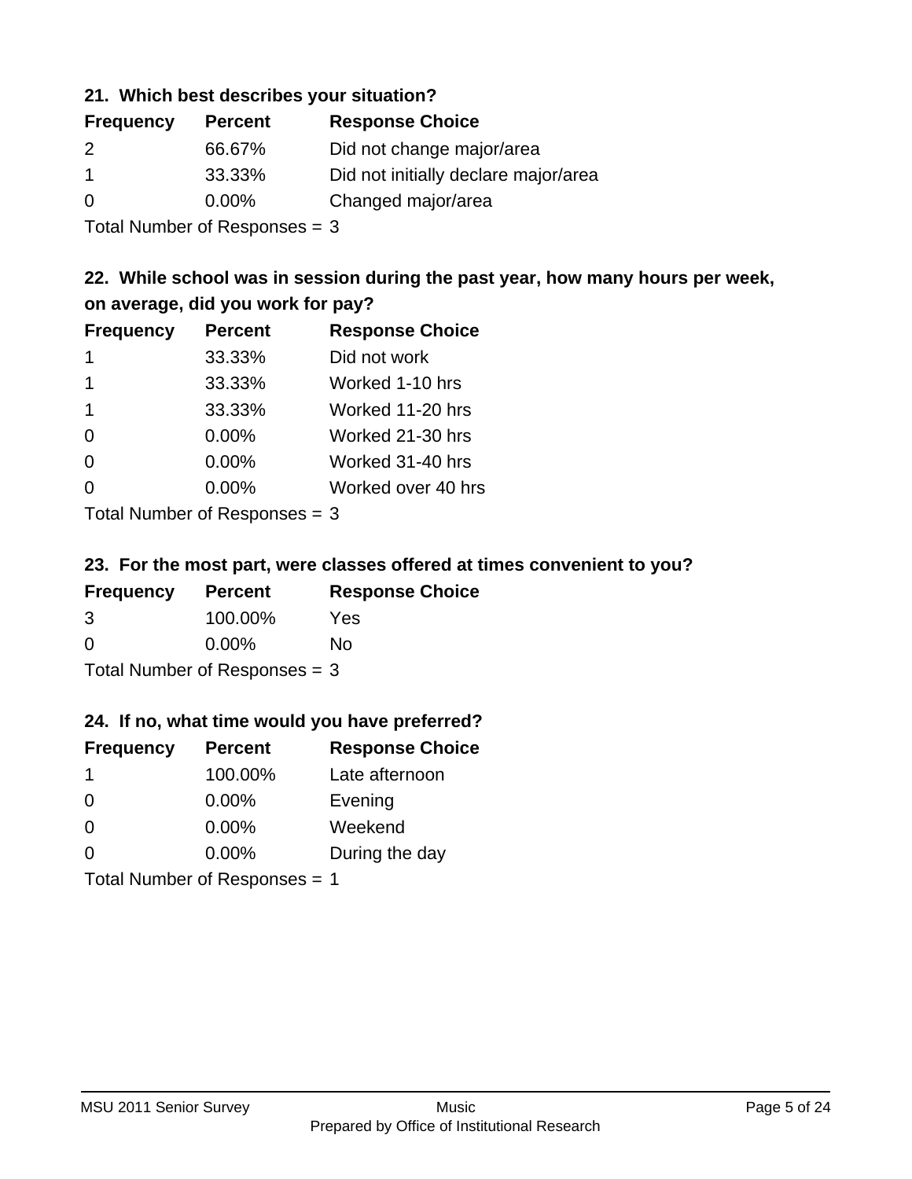### 21. Which best describes your situation?

| Frequency | Percent | Response Choice |
|---|---|---|
| 2 | 66.67% | Did not change major/area |
| 1 | 33.33% | Did not initially declare major/area |
| 0 | 0.00% | Changed major/area |

Total Number of Responses = 3

### 22. While school was in session during the past year, how many hours per week, on average, did you work for pay?

| Frequency | Percent | Response Choice |
|---|---|---|
| 1 | 33.33% | Did not work |
| 1 | 33.33% | Worked 1-10 hrs |
| 1 | 33.33% | Worked 11-20 hrs |
| 0 | 0.00% | Worked 21-30 hrs |
| 0 | 0.00% | Worked 31-40 hrs |
| 0 | 0.00% | Worked over 40 hrs |

Total Number of Responses = 3

### 23. For the most part, were classes offered at times convenient to you?

| Frequency | Percent | Response Choice |
|---|---|---|
| 3 | 100.00% | Yes |
| 0 | 0.00% | No |

Total Number of Responses = 3

### 24. If no, what time would you have preferred?

| Frequency | Percent | Response Choice |
|---|---|---|
| 1 | 100.00% | Late afternoon |
| 0 | 0.00% | Evening |
| 0 | 0.00% | Weekend |
| 0 | 0.00% | During the day |

Total Number of Responses = 1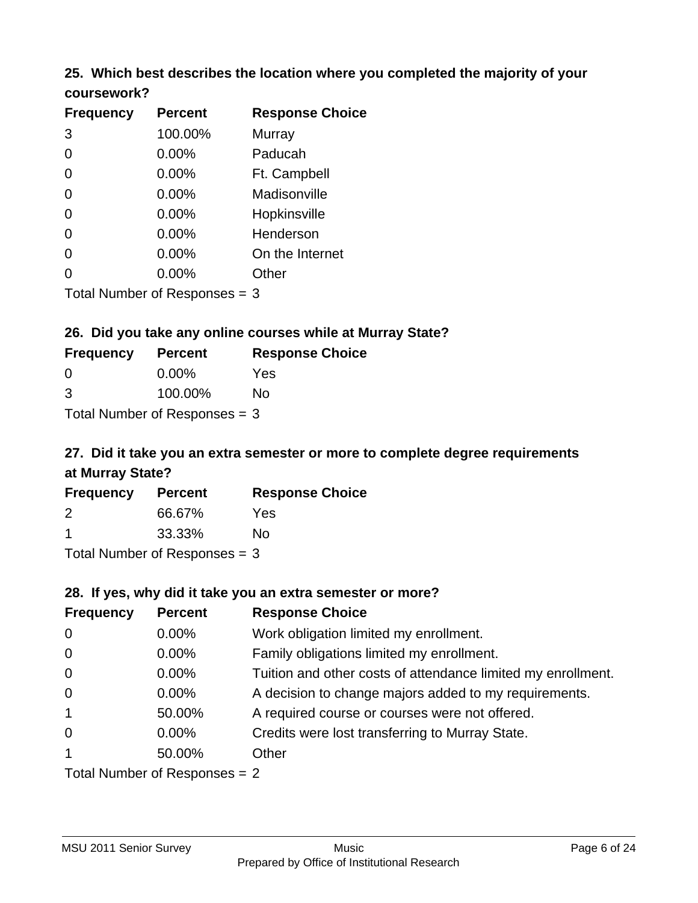### 25. Which best describes the location where you completed the majority of your coursework?

| Frequency | Percent | Response Choice |
|---|---|---|
| 3 | 100.00% | Murray |
| 0 | 0.00% | Paducah |
| 0 | 0.00% | Ft. Campbell |
| 0 | 0.00% | Madisonville |
| 0 | 0.00% | Hopkinsville |
| 0 | 0.00% | Henderson |
| 0 | 0.00% | On the Internet |
| 0 | 0.00% | Other |

Total Number of Responses = 3

### 26. Did you take any online courses while at Murray State?

| Frequency | Percent | Response Choice |
|---|---|---|
| 0 | 0.00% | Yes |
| 3 | 100.00% | No |

Total Number of Responses = 3

### 27. Did it take you an extra semester or more to complete degree requirements at Murray State?

| Frequency | Percent | Response Choice |
|---|---|---|
| 2 | 66.67% | Yes |
| 1 | 33.33% | No |

Total Number of Responses = 3

### 28. If yes, why did it take you an extra semester or more?

| Frequency | Percent | Response Choice |
|---|---|---|
| 0 | 0.00% | Work obligation limited my enrollment. |
| 0 | 0.00% | Family obligations limited my enrollment. |
| 0 | 0.00% | Tuition and other costs of attendance limited my enrollment. |
| 0 | 0.00% | A decision to change majors added to my requirements. |
| 1 | 50.00% | A required course or courses were not offered. |
| 0 | 0.00% | Credits were lost transferring to Murray State. |
| 1 | 50.00% | Other |

Total Number of Responses = 2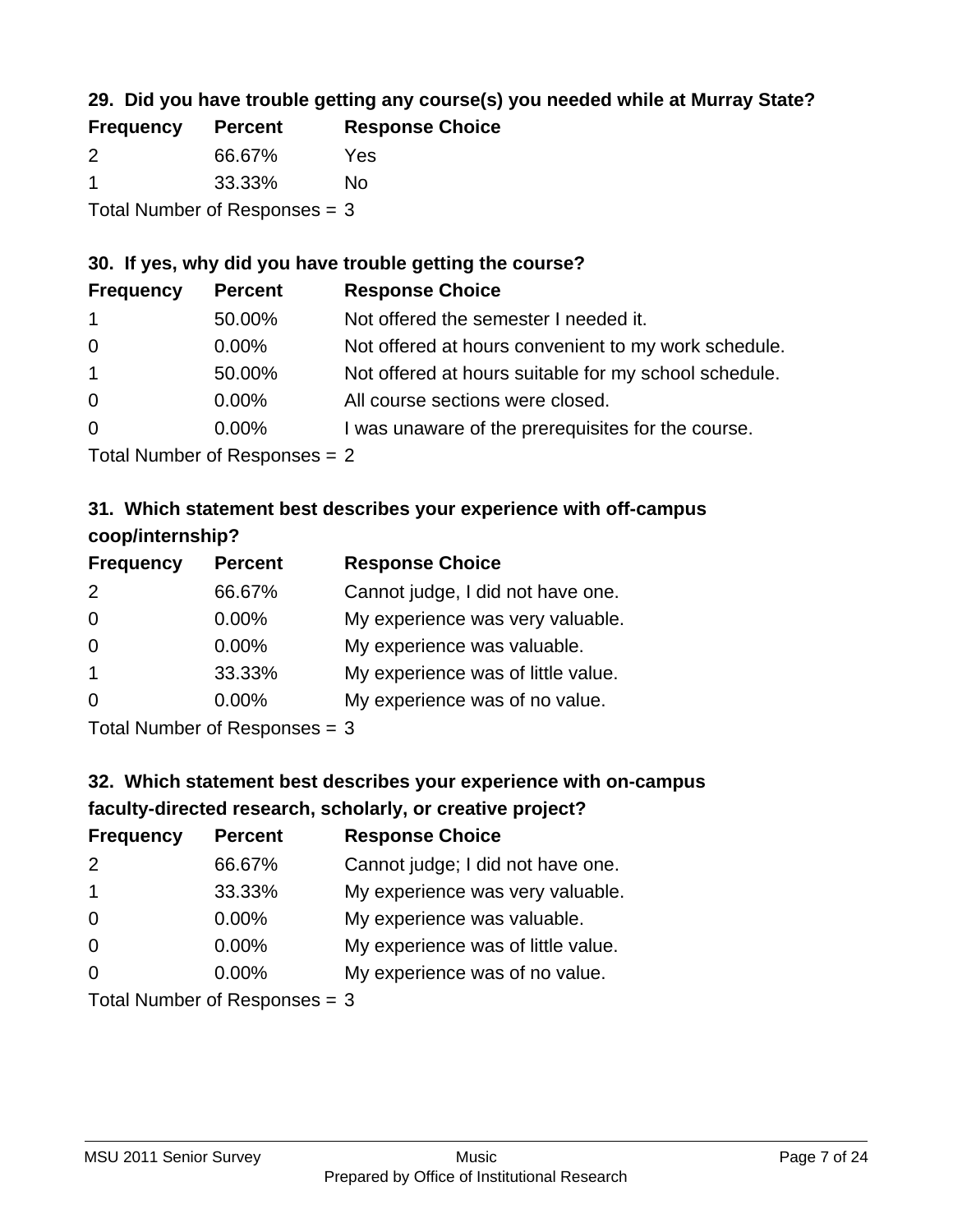### 29. Did you have trouble getting any course(s) you needed while at Murray State?

| Frequency | Percent | Response Choice |
|---|---|---|
| 2 | 66.67% | Yes |
| 1 | 33.33% | No |

Total Number of Responses = 3

### 30. If yes, why did you have trouble getting the course?

| Frequency | Percent | Response Choice |
|---|---|---|
| 1 | 50.00% | Not offered the semester I needed it. |
| 0 | 0.00% | Not offered at hours convenient to my work schedule. |
| 1 | 50.00% | Not offered at hours suitable for my school schedule. |
| 0 | 0.00% | All course sections were closed. |
| 0 | 0.00% | I was unaware of the prerequisites for the course. |

Total Number of Responses = 2

### 31. Which statement best describes your experience with off-campus coop/internship?

| Frequency | Percent | Response Choice |
|---|---|---|
| 2 | 66.67% | Cannot judge, I did not have one. |
| 0 | 0.00% | My experience was very valuable. |
| 0 | 0.00% | My experience was valuable. |
| 1 | 33.33% | My experience was of little value. |
| 0 | 0.00% | My experience was of no value. |

Total Number of Responses = 3

### 32. Which statement best describes your experience with on-campus faculty-directed research, scholarly, or creative project?

| Frequency | Percent | Response Choice |
|---|---|---|
| 2 | 66.67% | Cannot judge; I did not have one. |
| 1 | 33.33% | My experience was very valuable. |
| 0 | 0.00% | My experience was valuable. |
| 0 | 0.00% | My experience was of little value. |
| 0 | 0.00% | My experience was of no value. |

Total Number of Responses = 3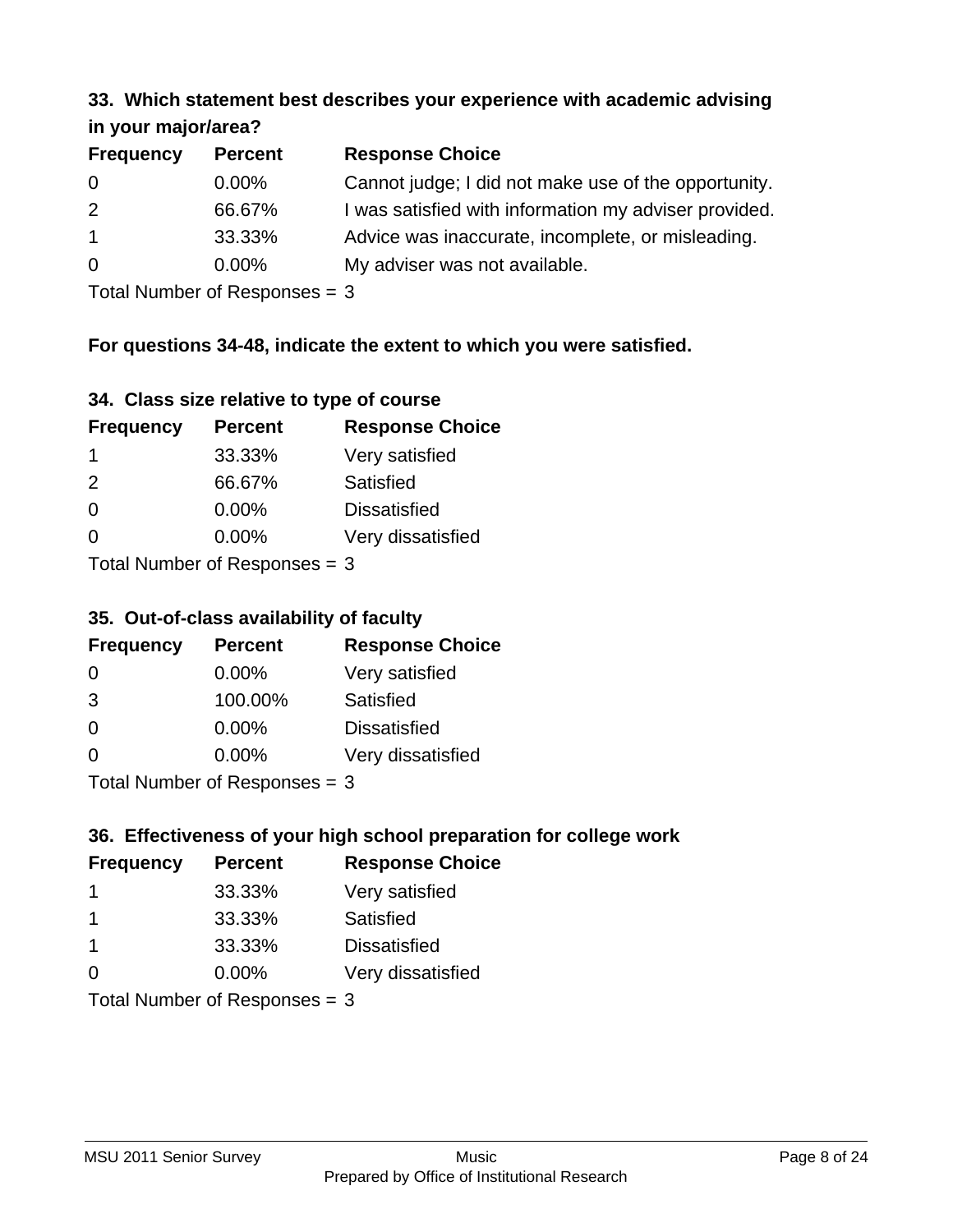### 33. Which statement best describes your experience with academic advising in your major/area?

| Frequency | Percent | Response Choice |
|---|---|---|
| 0 | 0.00% | Cannot judge; I did not make use of the opportunity. |
| 2 | 66.67% | I was satisfied with information my adviser provided. |
| 1 | 33.33% | Advice was inaccurate, incomplete, or misleading. |
| 0 | 0.00% | My adviser was not available. |

Total Number of Responses = 3

**For questions 34-48, indicate the extent to which you were satisfied.**

### 34. Class size relative to type of course

| Frequency | Percent | Response Choice |
|---|---|---|
| 1 | 33.33% | Very satisfied |
| 2 | 66.67% | Satisfied |
| 0 | 0.00% | Dissatisfied |
| 0 | 0.00% | Very dissatisfied |

Total Number of Responses = 3

### 35. Out-of-class availability of faculty

| Frequency | Percent | Response Choice |
|---|---|---|
| 0 | 0.00% | Very satisfied |
| 3 | 100.00% | Satisfied |
| 0 | 0.00% | Dissatisfied |
| 0 | 0.00% | Very dissatisfied |

Total Number of Responses = 3

### 36. Effectiveness of your high school preparation for college work

| Frequency | Percent | Response Choice |
|---|---|---|
| 1 | 33.33% | Very satisfied |
| 1 | 33.33% | Satisfied |
| 1 | 33.33% | Dissatisfied |
| 0 | 0.00% | Very dissatisfied |

Total Number of Responses = 3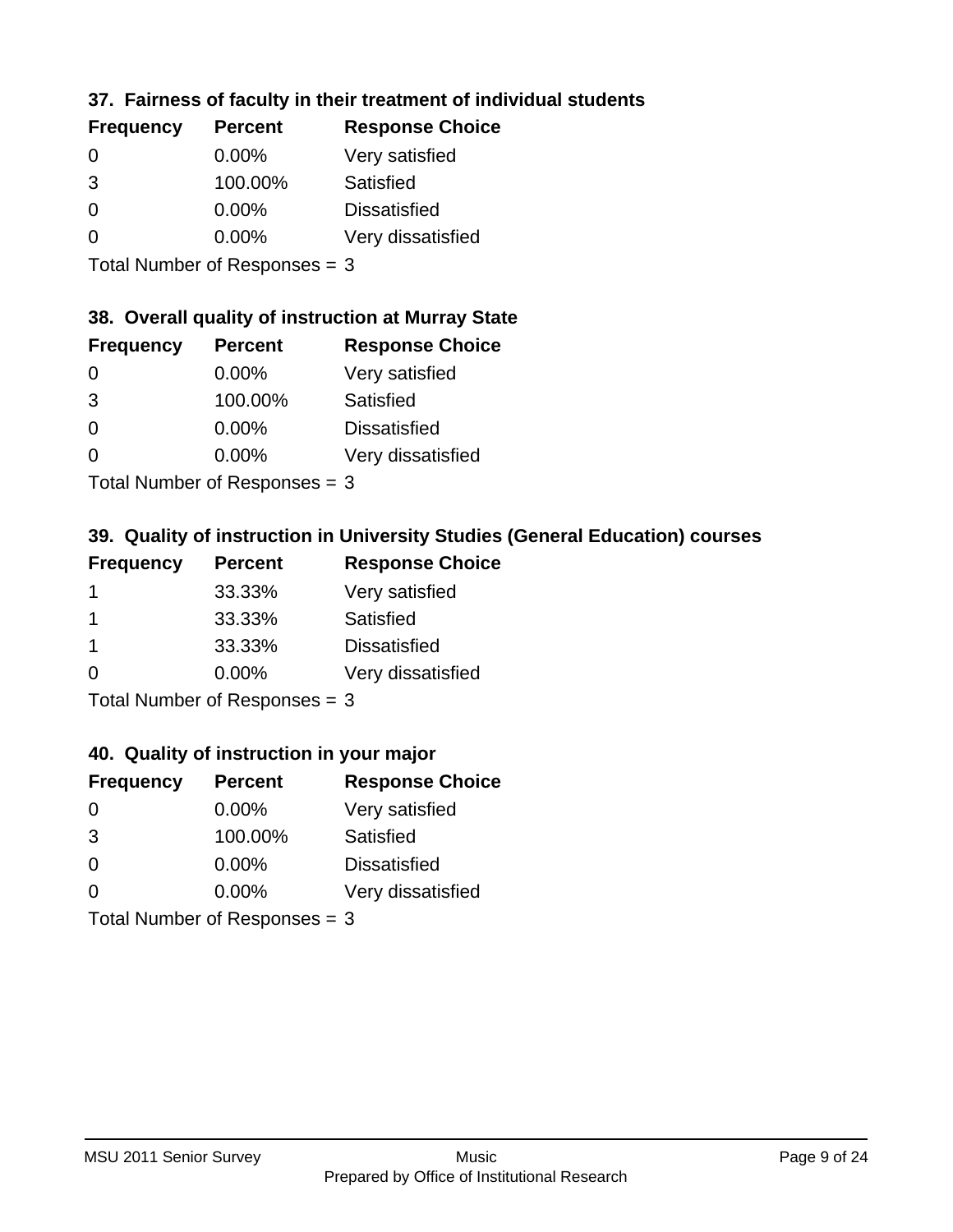### 37. Fairness of faculty in their treatment of individual students

| Frequency | Percent | Response Choice |
| --- | --- | --- |
| 0 | 0.00% | Very satisfied |
| 3 | 100.00% | Satisfied |
| 0 | 0.00% | Dissatisfied |
| 0 | 0.00% | Very dissatisfied |

Total Number of Responses = 3

### 38. Overall quality of instruction at Murray State

| Frequency | Percent | Response Choice |
| --- | --- | --- |
| 0 | 0.00% | Very satisfied |
| 3 | 100.00% | Satisfied |
| 0 | 0.00% | Dissatisfied |
| 0 | 0.00% | Very dissatisfied |

Total Number of Responses = 3

### 39. Quality of instruction in University Studies (General Education) courses

| Frequency | Percent | Response Choice |
| --- | --- | --- |
| 1 | 33.33% | Very satisfied |
| 1 | 33.33% | Satisfied |
| 1 | 33.33% | Dissatisfied |
| 0 | 0.00% | Very dissatisfied |

Total Number of Responses = 3

### 40. Quality of instruction in your major

| Frequency | Percent | Response Choice |
| --- | --- | --- |
| 0 | 0.00% | Very satisfied |
| 3 | 100.00% | Satisfied |
| 0 | 0.00% | Dissatisfied |
| 0 | 0.00% | Very dissatisfied |

Total Number of Responses = 3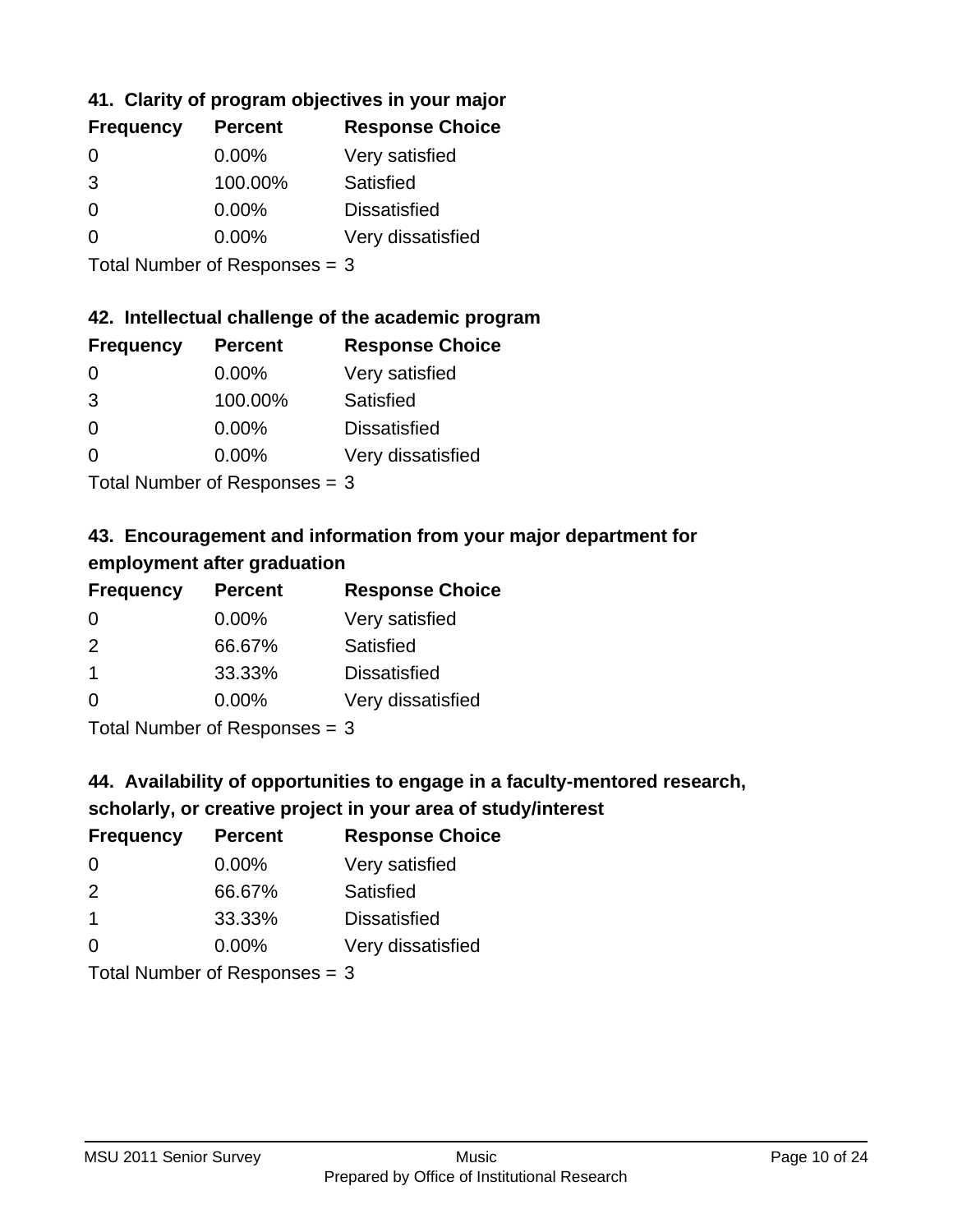### 41. Clarity of program objectives in your major

| Frequency | Percent | Response Choice |
|---|---|---|
| 0 | 0.00% | Very satisfied |
| 3 | 100.00% | Satisfied |
| 0 | 0.00% | Dissatisfied |
| 0 | 0.00% | Very dissatisfied |

Total Number of Responses = 3

### 42. Intellectual challenge of the academic program

| Frequency | Percent | Response Choice |
|---|---|---|
| 0 | 0.00% | Very satisfied |
| 3 | 100.00% | Satisfied |
| 0 | 0.00% | Dissatisfied |
| 0 | 0.00% | Very dissatisfied |

Total Number of Responses = 3

### 43. Encouragement and information from your major department for employment after graduation

| Frequency | Percent | Response Choice |
|---|---|---|
| 0 | 0.00% | Very satisfied |
| 2 | 66.67% | Satisfied |
| 1 | 33.33% | Dissatisfied |
| 0 | 0.00% | Very dissatisfied |

Total Number of Responses = 3

### 44. Availability of opportunities to engage in a faculty-mentored research, scholarly, or creative project in your area of study/interest

| Frequency | Percent | Response Choice |
|---|---|---|
| 0 | 0.00% | Very satisfied |
| 2 | 66.67% | Satisfied |
| 1 | 33.33% | Dissatisfied |
| 0 | 0.00% | Very dissatisfied |

Total Number of Responses = 3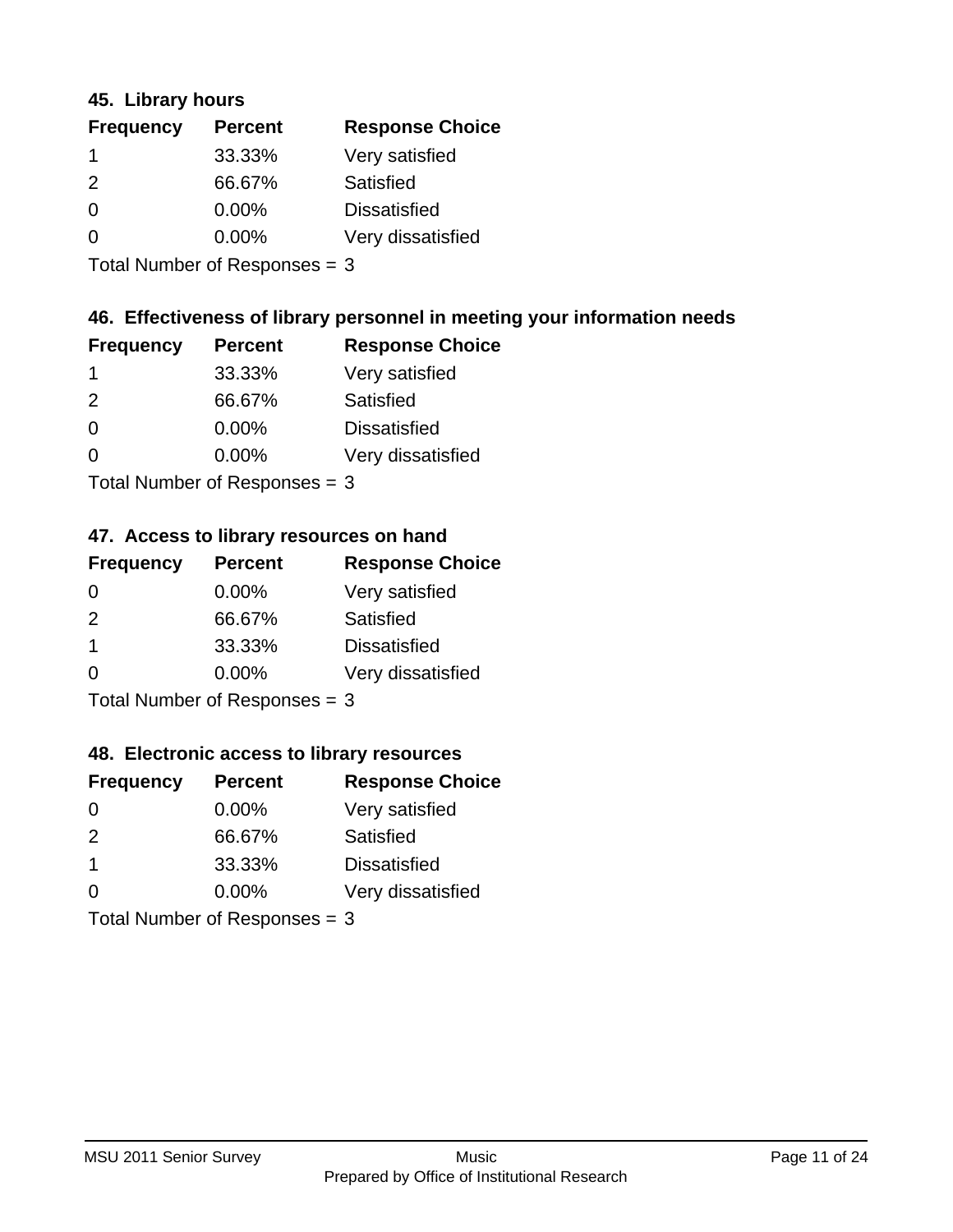### 45. Library hours

| Frequency | Percent | Response Choice |
|---|---|---|
| 1 | 33.33% | Very satisfied |
| 2 | 66.67% | Satisfied |
| 0 | 0.00% | Dissatisfied |
| 0 | 0.00% | Very dissatisfied |

Total Number of Responses = 3

### 46. Effectiveness of library personnel in meeting your information needs

| Frequency | Percent | Response Choice |
|---|---|---|
| 1 | 33.33% | Very satisfied |
| 2 | 66.67% | Satisfied |
| 0 | 0.00% | Dissatisfied |
| 0 | 0.00% | Very dissatisfied |

Total Number of Responses = 3

### 47. Access to library resources on hand

| Frequency | Percent | Response Choice |
|---|---|---|
| 0 | 0.00% | Very satisfied |
| 2 | 66.67% | Satisfied |
| 1 | 33.33% | Dissatisfied |
| 0 | 0.00% | Very dissatisfied |

Total Number of Responses = 3

### 48. Electronic access to library resources

| Frequency | Percent | Response Choice |
|---|---|---|
| 0 | 0.00% | Very satisfied |
| 2 | 66.67% | Satisfied |
| 1 | 33.33% | Dissatisfied |
| 0 | 0.00% | Very dissatisfied |

Total Number of Responses = 3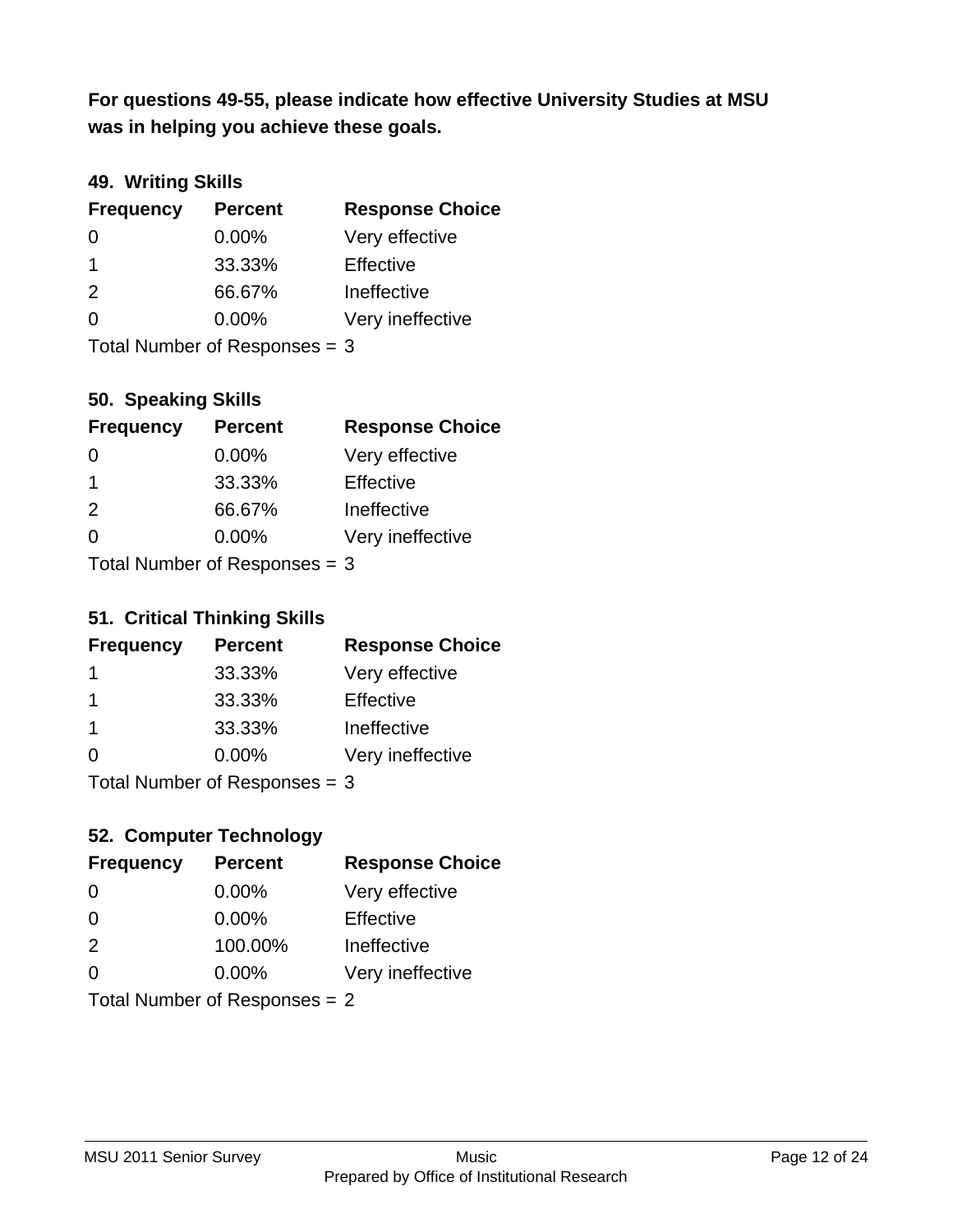**For questions 49-55, please indicate how effective University Studies at MSU was in helping you achieve these goals.**

### 49. Writing Skills

| Frequency | Percent | Response Choice |
|---|---|---|
| 0 | 0.00% | Very effective |
| 1 | 33.33% | Effective |
| 2 | 66.67% | Ineffective |
| 0 | 0.00% | Very ineffective |

Total Number of Responses = 3

### 50. Speaking Skills

| Frequency | Percent | Response Choice |
|---|---|---|
| 0 | 0.00% | Very effective |
| 1 | 33.33% | Effective |
| 2 | 66.67% | Ineffective |
| 0 | 0.00% | Very ineffective |

Total Number of Responses = 3

### 51. Critical Thinking Skills

| Frequency | Percent | Response Choice |
|---|---|---|
| 1 | 33.33% | Very effective |
| 1 | 33.33% | Effective |
| 1 | 33.33% | Ineffective |
| 0 | 0.00% | Very ineffective |

Total Number of Responses = 3

### 52. Computer Technology

| Frequency | Percent | Response Choice |
|---|---|---|
| 0 | 0.00% | Very effective |
| 0 | 0.00% | Effective |
| 2 | 100.00% | Ineffective |
| 0 | 0.00% | Very ineffective |

Total Number of Responses = 2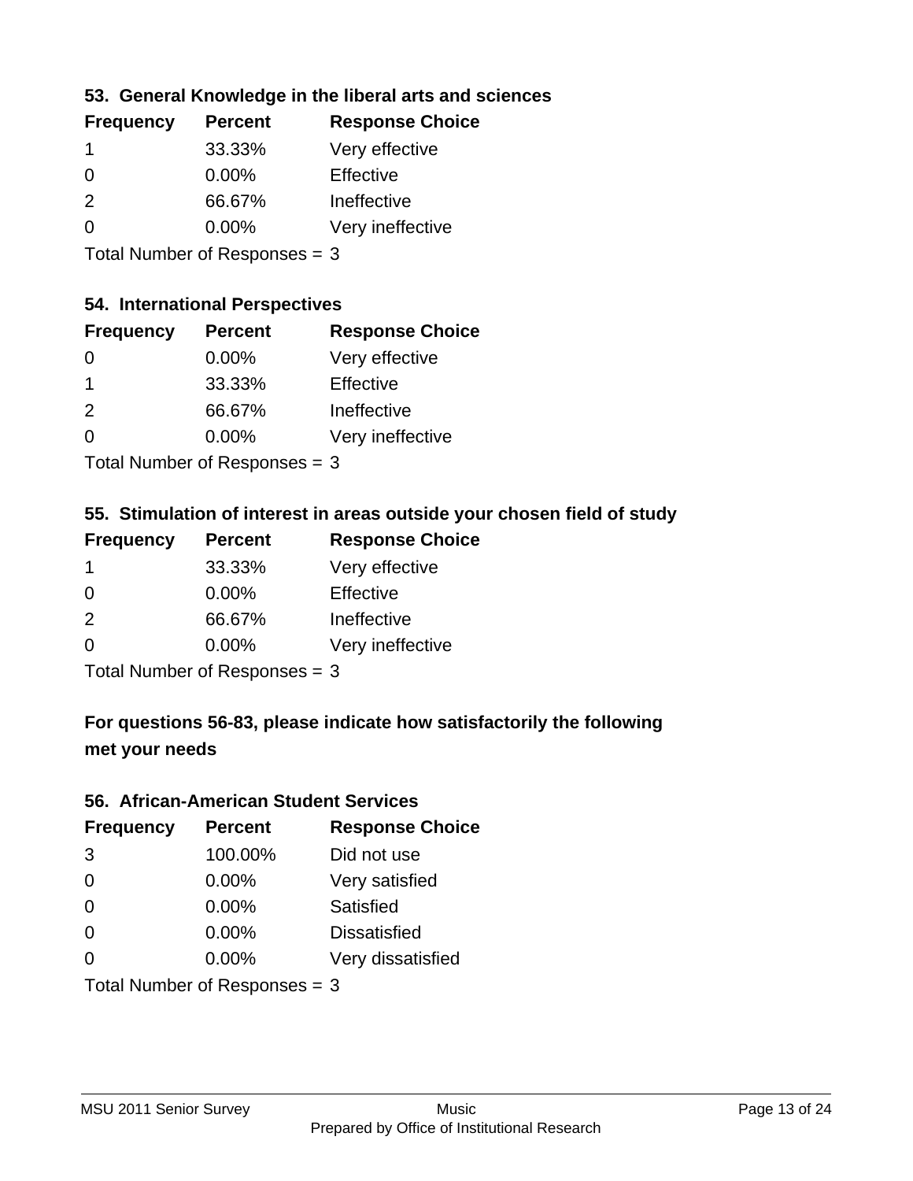### 53. General Knowledge in the liberal arts and sciences

| Frequency | Percent | Response Choice |
|---|---|---|
| 1 | 33.33% | Very effective |
| 0 | 0.00% | Effective |
| 2 | 66.67% | Ineffective |
| 0 | 0.00% | Very ineffective |

Total Number of Responses = 3

### 54. International Perspectives

| Frequency | Percent | Response Choice |
|---|---|---|
| 0 | 0.00% | Very effective |
| 1 | 33.33% | Effective |
| 2 | 66.67% | Ineffective |
| 0 | 0.00% | Very ineffective |

Total Number of Responses = 3

### 55. Stimulation of interest in areas outside your chosen field of study

| Frequency | Percent | Response Choice |
|---|---|---|
| 1 | 33.33% | Very effective |
| 0 | 0.00% | Effective |
| 2 | 66.67% | Ineffective |
| 0 | 0.00% | Very ineffective |

Total Number of Responses = 3

### For questions 56-83, please indicate how satisfactorily the following met your needs

### 56. African-American Student Services

| Frequency | Percent | Response Choice |
|---|---|---|
| 3 | 100.00% | Did not use |
| 0 | 0.00% | Very satisfied |
| 0 | 0.00% | Satisfied |
| 0 | 0.00% | Dissatisfied |
| 0 | 0.00% | Very dissatisfied |

Total Number of Responses = 3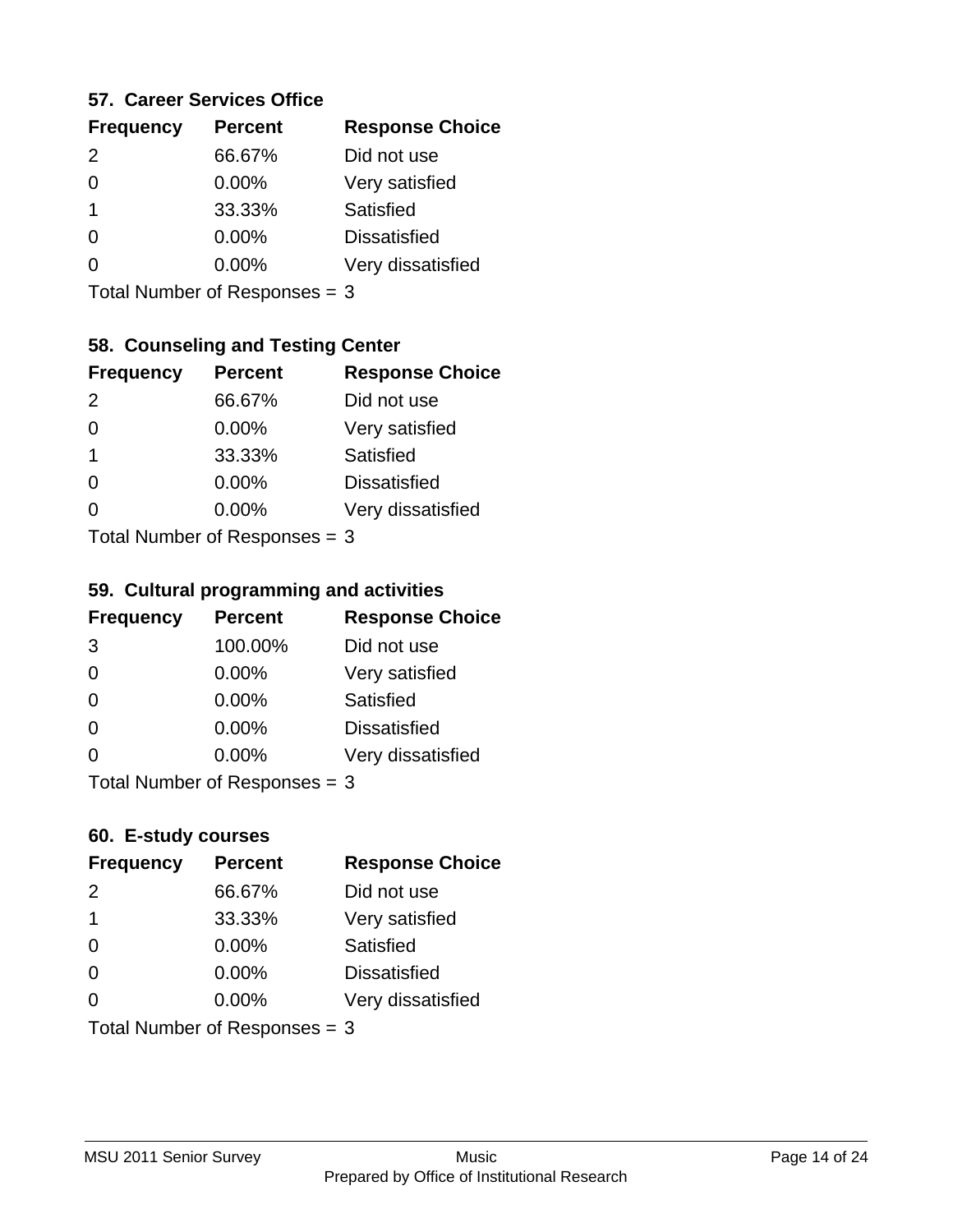### 57. Career Services Office

| Frequency | Percent | Response Choice |
|---|---|---|
| 2 | 66.67% | Did not use |
| 0 | 0.00% | Very satisfied |
| 1 | 33.33% | Satisfied |
| 0 | 0.00% | Dissatisfied |
| 0 | 0.00% | Very dissatisfied |

Total Number of Responses = 3

### 58. Counseling and Testing Center

| Frequency | Percent | Response Choice |
|---|---|---|
| 2 | 66.67% | Did not use |
| 0 | 0.00% | Very satisfied |
| 1 | 33.33% | Satisfied |
| 0 | 0.00% | Dissatisfied |
| 0 | 0.00% | Very dissatisfied |

Total Number of Responses = 3

### 59. Cultural programming and activities

| Frequency | Percent | Response Choice |
|---|---|---|
| 3 | 100.00% | Did not use |
| 0 | 0.00% | Very satisfied |
| 0 | 0.00% | Satisfied |
| 0 | 0.00% | Dissatisfied |
| 0 | 0.00% | Very dissatisfied |

Total Number of Responses = 3

### 60. E-study courses

| Frequency | Percent | Response Choice |
|---|---|---|
| 2 | 66.67% | Did not use |
| 1 | 33.33% | Very satisfied |
| 0 | 0.00% | Satisfied |
| 0 | 0.00% | Dissatisfied |
| 0 | 0.00% | Very dissatisfied |

Total Number of Responses = 3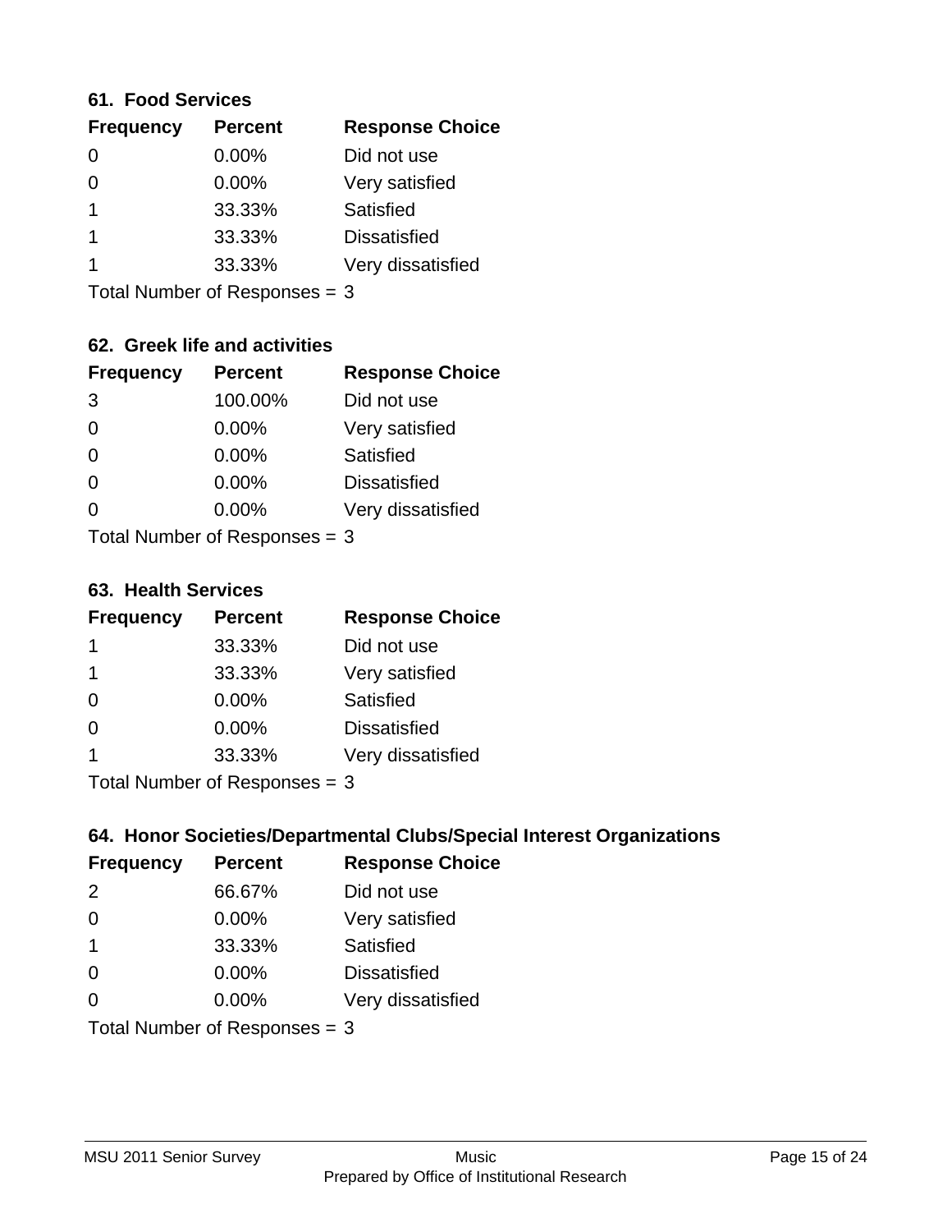### 61. Food Services

| Frequency | Percent | Response Choice |
|---|---|---|
| 0 | 0.00% | Did not use |
| 0 | 0.00% | Very satisfied |
| 1 | 33.33% | Satisfied |
| 1 | 33.33% | Dissatisfied |
| 1 | 33.33% | Very dissatisfied |

Total Number of Responses = 3

### 62. Greek life and activities

| Frequency | Percent | Response Choice |
|---|---|---|
| 3 | 100.00% | Did not use |
| 0 | 0.00% | Very satisfied |
| 0 | 0.00% | Satisfied |
| 0 | 0.00% | Dissatisfied |
| 0 | 0.00% | Very dissatisfied |

Total Number of Responses = 3

### 63. Health Services

| Frequency | Percent | Response Choice |
|---|---|---|
| 1 | 33.33% | Did not use |
| 1 | 33.33% | Very satisfied |
| 0 | 0.00% | Satisfied |
| 0 | 0.00% | Dissatisfied |
| 1 | 33.33% | Very dissatisfied |

Total Number of Responses = 3

### 64. Honor Societies/Departmental Clubs/Special Interest Organizations

| Frequency | Percent | Response Choice |
|---|---|---|
| 2 | 66.67% | Did not use |
| 0 | 0.00% | Very satisfied |
| 1 | 33.33% | Satisfied |
| 0 | 0.00% | Dissatisfied |
| 0 | 0.00% | Very dissatisfied |

Total Number of Responses = 3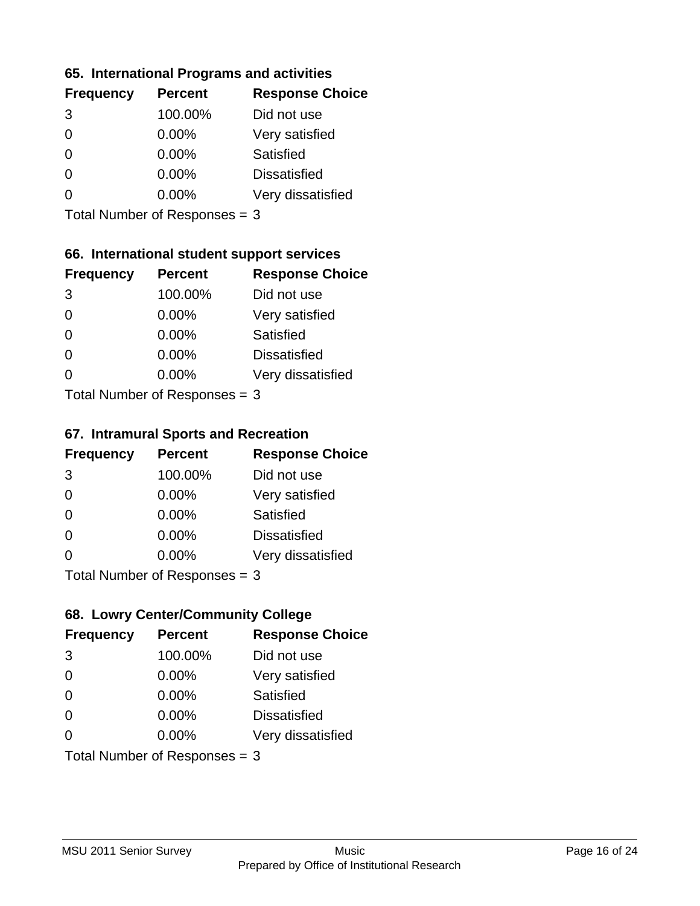### 65. International Programs and activities

| Frequency | Percent | Response Choice |
|---|---|---|
| 3 | 100.00% | Did not use |
| 0 | 0.00% | Very satisfied |
| 0 | 0.00% | Satisfied |
| 0 | 0.00% | Dissatisfied |
| 0 | 0.00% | Very dissatisfied |

Total Number of Responses = 3

### 66. International student support services

| Frequency | Percent | Response Choice |
|---|---|---|
| 3 | 100.00% | Did not use |
| 0 | 0.00% | Very satisfied |
| 0 | 0.00% | Satisfied |
| 0 | 0.00% | Dissatisfied |
| 0 | 0.00% | Very dissatisfied |

Total Number of Responses = 3

### 67. Intramural Sports and Recreation

| Frequency | Percent | Response Choice |
|---|---|---|
| 3 | 100.00% | Did not use |
| 0 | 0.00% | Very satisfied |
| 0 | 0.00% | Satisfied |
| 0 | 0.00% | Dissatisfied |
| 0 | 0.00% | Very dissatisfied |

Total Number of Responses = 3

### 68. Lowry Center/Community College

| Frequency | Percent | Response Choice |
|---|---|---|
| 3 | 100.00% | Did not use |
| 0 | 0.00% | Very satisfied |
| 0 | 0.00% | Satisfied |
| 0 | 0.00% | Dissatisfied |
| 0 | 0.00% | Very dissatisfied |

Total Number of Responses = 3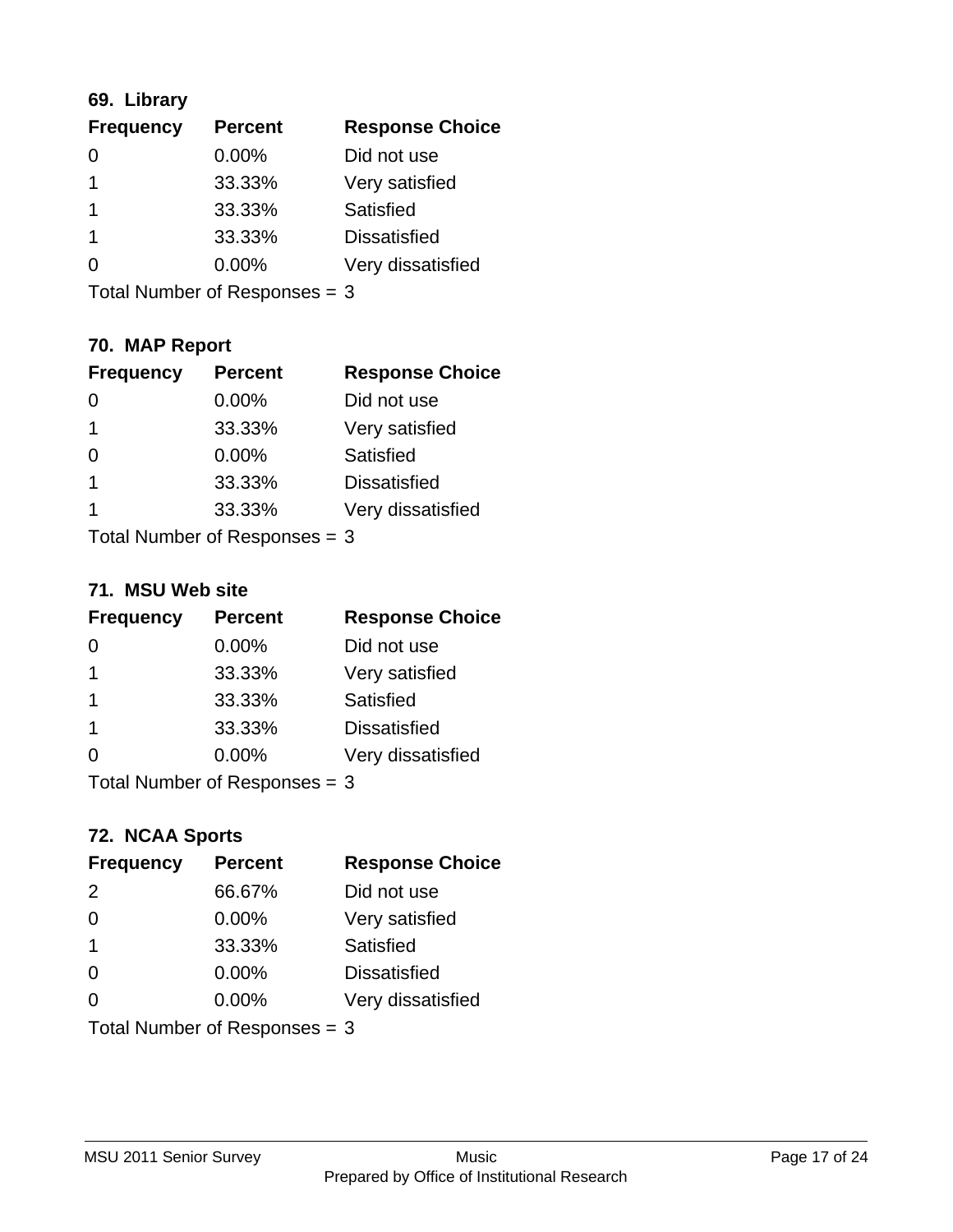### 69. Library

| Frequency | Percent | Response Choice |
|---|---|---|
| 0 | 0.00% | Did not use |
| 1 | 33.33% | Very satisfied |
| 1 | 33.33% | Satisfied |
| 1 | 33.33% | Dissatisfied |
| 0 | 0.00% | Very dissatisfied |

Total Number of Responses = 3

### 70. MAP Report

| Frequency | Percent | Response Choice |
|---|---|---|
| 0 | 0.00% | Did not use |
| 1 | 33.33% | Very satisfied |
| 0 | 0.00% | Satisfied |
| 1 | 33.33% | Dissatisfied |
| 1 | 33.33% | Very dissatisfied |

Total Number of Responses = 3

### 71. MSU Web site

| Frequency | Percent | Response Choice |
|---|---|---|
| 0 | 0.00% | Did not use |
| 1 | 33.33% | Very satisfied |
| 1 | 33.33% | Satisfied |
| 1 | 33.33% | Dissatisfied |
| 0 | 0.00% | Very dissatisfied |

Total Number of Responses = 3

### 72. NCAA Sports

| Frequency | Percent | Response Choice |
|---|---|---|
| 2 | 66.67% | Did not use |
| 0 | 0.00% | Very satisfied |
| 1 | 33.33% | Satisfied |
| 0 | 0.00% | Dissatisfied |
| 0 | 0.00% | Very dissatisfied |

Total Number of Responses = 3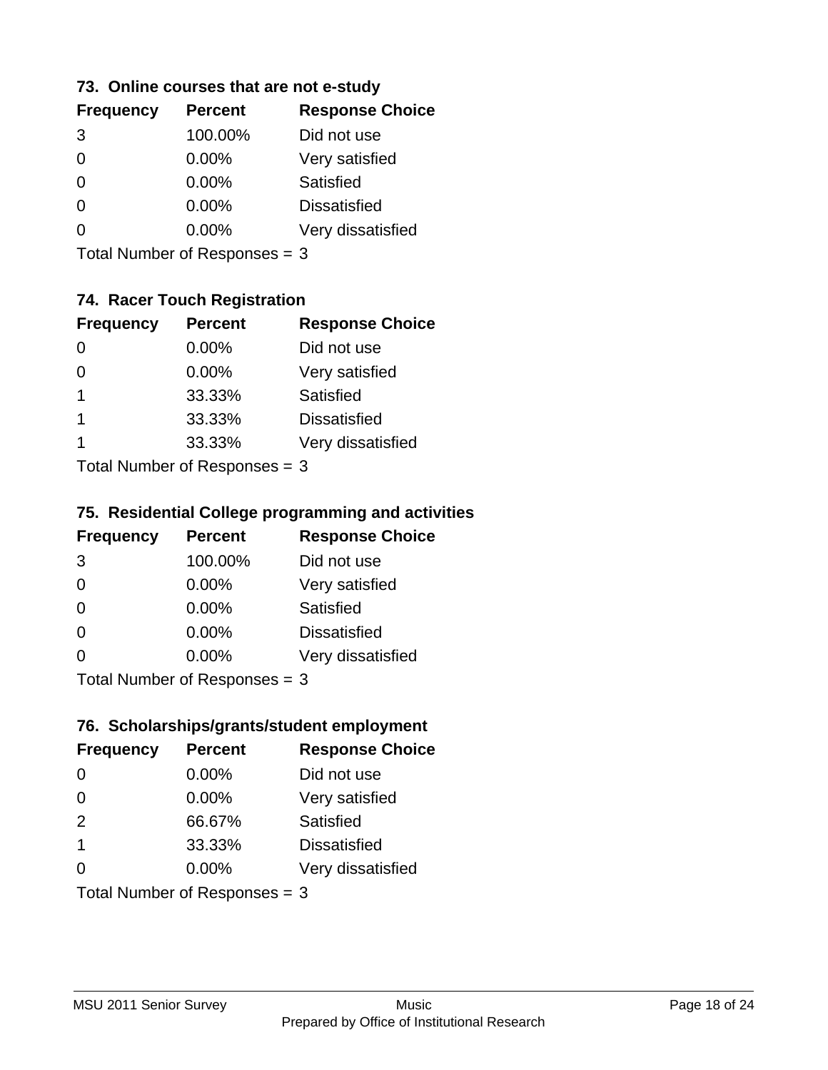### 73. Online courses that are not e-study

| Frequency | Percent | Response Choice |
|---|---|---|
| 3 | 100.00% | Did not use |
| 0 | 0.00% | Very satisfied |
| 0 | 0.00% | Satisfied |
| 0 | 0.00% | Dissatisfied |
| 0 | 0.00% | Very dissatisfied |

Total Number of Responses = 3

### 74. Racer Touch Registration

| Frequency | Percent | Response Choice |
|---|---|---|
| 0 | 0.00% | Did not use |
| 0 | 0.00% | Very satisfied |
| 1 | 33.33% | Satisfied |
| 1 | 33.33% | Dissatisfied |
| 1 | 33.33% | Very dissatisfied |

Total Number of Responses = 3

### 75. Residential College programming and activities

| Frequency | Percent | Response Choice |
|---|---|---|
| 3 | 100.00% | Did not use |
| 0 | 0.00% | Very satisfied |
| 0 | 0.00% | Satisfied |
| 0 | 0.00% | Dissatisfied |
| 0 | 0.00% | Very dissatisfied |

Total Number of Responses = 3

### 76. Scholarships/grants/student employment

| Frequency | Percent | Response Choice |
|---|---|---|
| 0 | 0.00% | Did not use |
| 0 | 0.00% | Very satisfied |
| 2 | 66.67% | Satisfied |
| 1 | 33.33% | Dissatisfied |
| 0 | 0.00% | Very dissatisfied |

Total Number of Responses = 3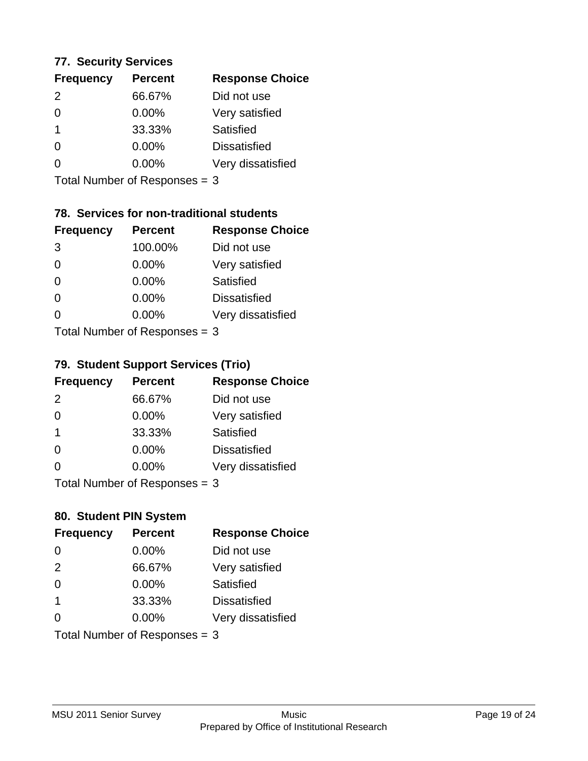### 77. Security Services

| Frequency | Percent | Response Choice |
|---|---|---|
| 2 | 66.67% | Did not use |
| 0 | 0.00% | Very satisfied |
| 1 | 33.33% | Satisfied |
| 0 | 0.00% | Dissatisfied |
| 0 | 0.00% | Very dissatisfied |

Total Number of Responses = 3

### 78. Services for non-traditional students

| Frequency | Percent | Response Choice |
|---|---|---|
| 3 | 100.00% | Did not use |
| 0 | 0.00% | Very satisfied |
| 0 | 0.00% | Satisfied |
| 0 | 0.00% | Dissatisfied |
| 0 | 0.00% | Very dissatisfied |

Total Number of Responses = 3

### 79. Student Support Services (Trio)

| Frequency | Percent | Response Choice |
|---|---|---|
| 2 | 66.67% | Did not use |
| 0 | 0.00% | Very satisfied |
| 1 | 33.33% | Satisfied |
| 0 | 0.00% | Dissatisfied |
| 0 | 0.00% | Very dissatisfied |

Total Number of Responses = 3

### 80. Student PIN System

| Frequency | Percent | Response Choice |
|---|---|---|
| 0 | 0.00% | Did not use |
| 2 | 66.67% | Very satisfied |
| 0 | 0.00% | Satisfied |
| 1 | 33.33% | Dissatisfied |
| 0 | 0.00% | Very dissatisfied |

Total Number of Responses = 3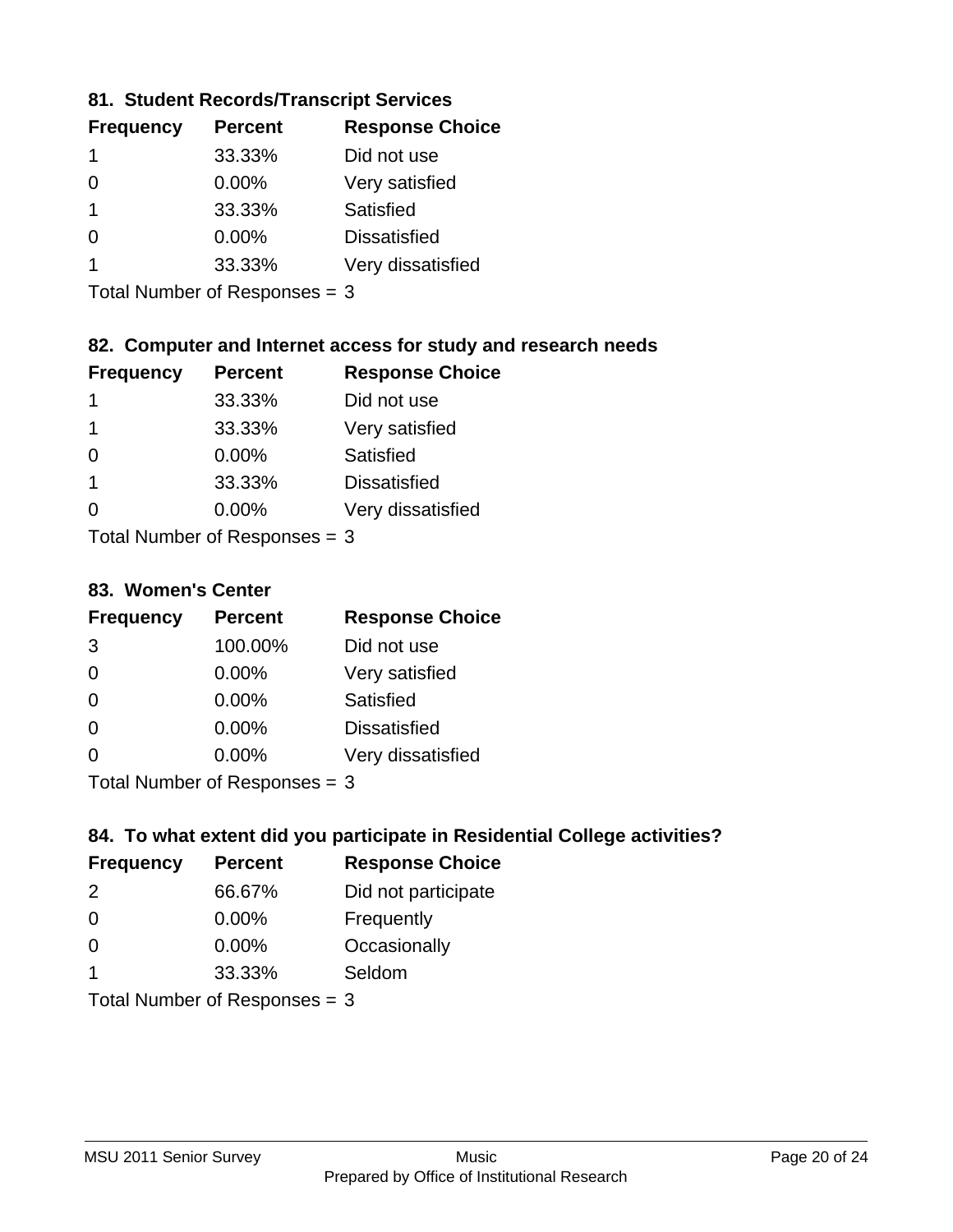### 81. Student Records/Transcript Services

| Frequency | Percent | Response Choice |
|---|---|---|
| 1 | 33.33% | Did not use |
| 0 | 0.00% | Very satisfied |
| 1 | 33.33% | Satisfied |
| 0 | 0.00% | Dissatisfied |
| 1 | 33.33% | Very dissatisfied |

Total Number of Responses = 3

### 82. Computer and Internet access for study and research needs

| Frequency | Percent | Response Choice |
|---|---|---|
| 1 | 33.33% | Did not use |
| 1 | 33.33% | Very satisfied |
| 0 | 0.00% | Satisfied |
| 1 | 33.33% | Dissatisfied |
| 0 | 0.00% | Very dissatisfied |

Total Number of Responses = 3

### 83. Women's Center

| Frequency | Percent | Response Choice |
|---|---|---|
| 3 | 100.00% | Did not use |
| 0 | 0.00% | Very satisfied |
| 0 | 0.00% | Satisfied |
| 0 | 0.00% | Dissatisfied |
| 0 | 0.00% | Very dissatisfied |

Total Number of Responses = 3

### 84. To what extent did you participate in Residential College activities?

| Frequency | Percent | Response Choice |
|---|---|---|
| 2 | 66.67% | Did not participate |
| 0 | 0.00% | Frequently |
| 0 | 0.00% | Occasionally |
| 1 | 33.33% | Seldom |

Total Number of Responses = 3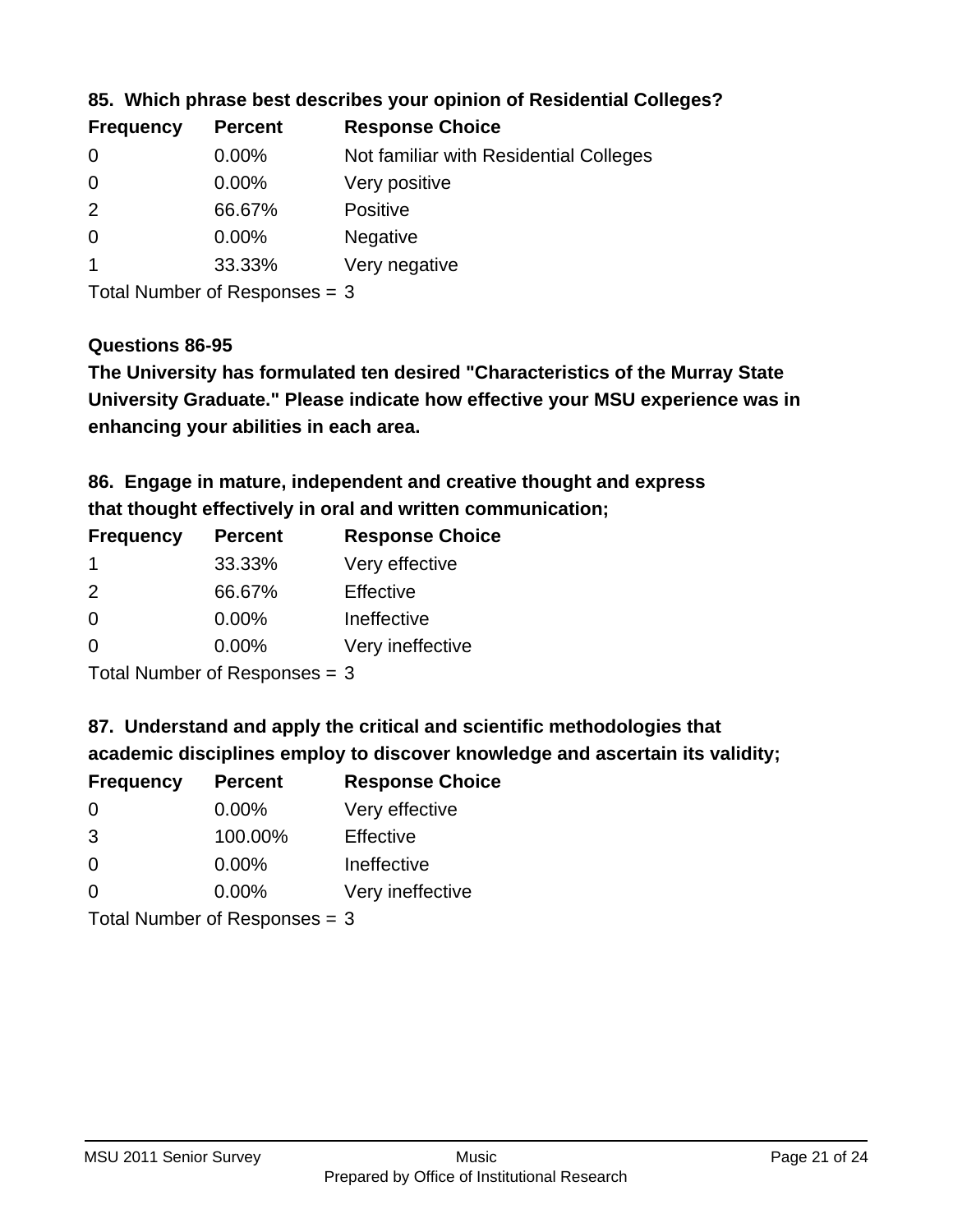### 85. Which phrase best describes your opinion of Residential Colleges?

| Frequency | Percent | Response Choice |
|---|---|---|
| 0 | 0.00% | Not familiar with Residential Colleges |
| 0 | 0.00% | Very positive |
| 2 | 66.67% | Positive |
| 0 | 0.00% | Negative |
| 1 | 33.33% | Very negative |

Total Number of Responses = 3

### Questions 86-95

**The University has formulated ten desired "Characteristics of the Murray State University Graduate." Please indicate how effective your MSU experience was in enhancing your abilities in each area.**

### 86. Engage in mature, independent and creative thought and express that thought effectively in oral and written communication;

| Frequency | Percent | Response Choice |
|---|---|---|
| 1 | 33.33% | Very effective |
| 2 | 66.67% | Effective |
| 0 | 0.00% | Ineffective |
| 0 | 0.00% | Very ineffective |

Total Number of Responses = 3

### 87. Understand and apply the critical and scientific methodologies that academic disciplines employ to discover knowledge and ascertain its validity;

| Frequency | Percent | Response Choice |
|---|---|---|
| 0 | 0.00% | Very effective |
| 3 | 100.00% | Effective |
| 0 | 0.00% | Ineffective |
| 0 | 0.00% | Very ineffective |

Total Number of Responses = 3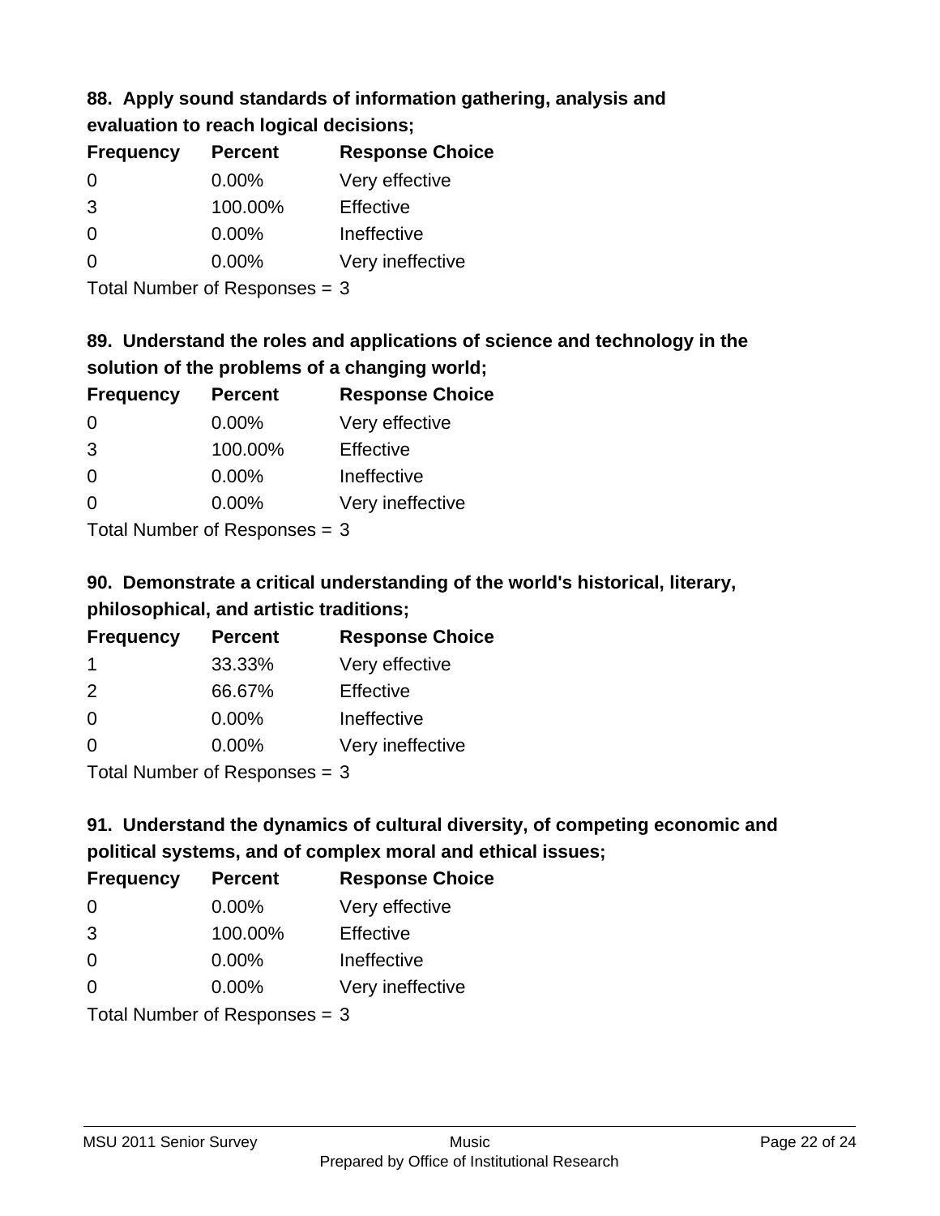### 88. Apply sound standards of information gathering, analysis and evaluation to reach logical decisions;

| Frequency | Percent | Response Choice |
|---|---|---|
| 0 | 0.00% | Very effective |
| 3 | 100.00% | Effective |
| 0 | 0.00% | Ineffective |
| 0 | 0.00% | Very ineffective |

Total Number of Responses = 3

### 89. Understand the roles and applications of science and technology in the solution of the problems of a changing world;

| Frequency | Percent | Response Choice |
|---|---|---|
| 0 | 0.00% | Very effective |
| 3 | 100.00% | Effective |
| 0 | 0.00% | Ineffective |
| 0 | 0.00% | Very ineffective |

Total Number of Responses = 3

### 90. Demonstrate a critical understanding of the world's historical, literary, philosophical, and artistic traditions;

| Frequency | Percent | Response Choice |
|---|---|---|
| 1 | 33.33% | Very effective |
| 2 | 66.67% | Effective |
| 0 | 0.00% | Ineffective |
| 0 | 0.00% | Very ineffective |

Total Number of Responses = 3

### 91. Understand the dynamics of cultural diversity, of competing economic and political systems, and of complex moral and ethical issues;

| Frequency | Percent | Response Choice |
|---|---|---|
| 0 | 0.00% | Very effective |
| 3 | 100.00% | Effective |
| 0 | 0.00% | Ineffective |
| 0 | 0.00% | Very ineffective |

Total Number of Responses = 3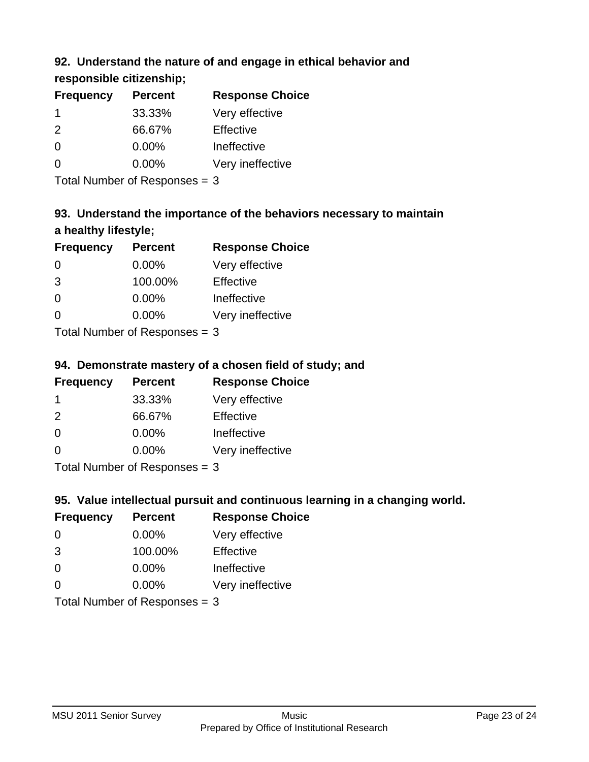### 92. Understand the nature of and engage in ethical behavior and responsible citizenship;

| Frequency | Percent | Response Choice |
|---|---|---|
| 1 | 33.33% | Very effective |
| 2 | 66.67% | Effective |
| 0 | 0.00% | Ineffective |
| 0 | 0.00% | Very ineffective |

Total Number of Responses = 3

### 93. Understand the importance of the behaviors necessary to maintain a healthy lifestyle;

| Frequency | Percent | Response Choice |
|---|---|---|
| 0 | 0.00% | Very effective |
| 3 | 100.00% | Effective |
| 0 | 0.00% | Ineffective |
| 0 | 0.00% | Very ineffective |

Total Number of Responses = 3

### 94. Demonstrate mastery of a chosen field of study; and

| Frequency | Percent | Response Choice |
|---|---|---|
| 1 | 33.33% | Very effective |
| 2 | 66.67% | Effective |
| 0 | 0.00% | Ineffective |
| 0 | 0.00% | Very ineffective |

Total Number of Responses = 3

### 95. Value intellectual pursuit and continuous learning in a changing world.

| Frequency | Percent | Response Choice |
|---|---|---|
| 0 | 0.00% | Very effective |
| 3 | 100.00% | Effective |
| 0 | 0.00% | Ineffective |
| 0 | 0.00% | Very ineffective |

Total Number of Responses = 3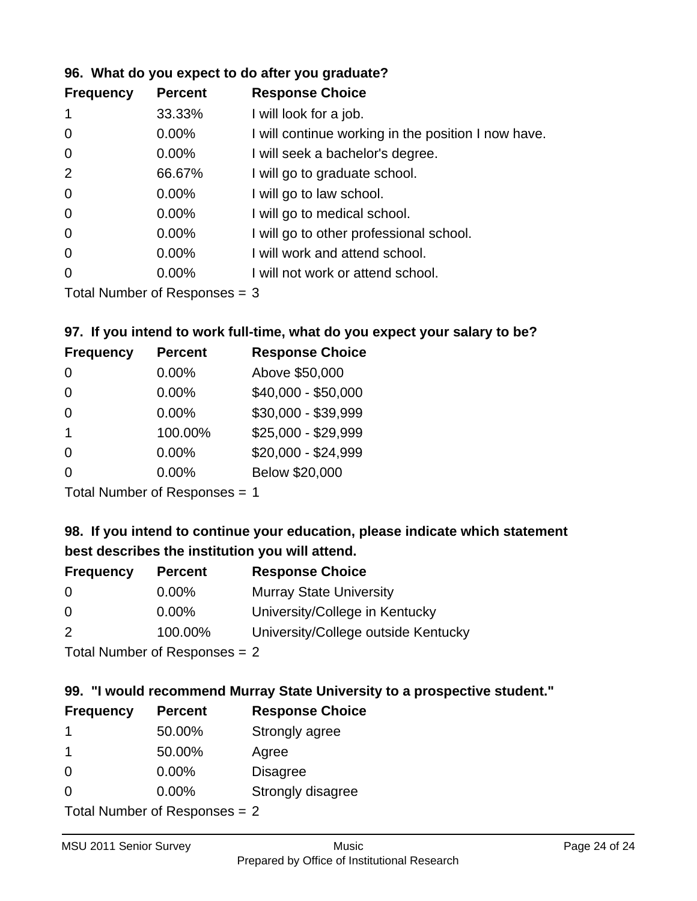### 96. What do you expect to do after you graduate?

| Frequency | Percent | Response Choice |
|---|---|---|
| 1 | 33.33% | I will look for a job. |
| 0 | 0.00% | I will continue working in the position I now have. |
| 0 | 0.00% | I will seek a bachelor's degree. |
| 2 | 66.67% | I will go to graduate school. |
| 0 | 0.00% | I will go to law school. |
| 0 | 0.00% | I will go to medical school. |
| 0 | 0.00% | I will go to other professional school. |
| 0 | 0.00% | I will work and attend school. |
| 0 | 0.00% | I will not work or attend school. |

Total Number of Responses = 3

### 97. If you intend to work full-time, what do you expect your salary to be?

| Frequency | Percent | Response Choice |
|---|---|---|
| 0 | 0.00% | Above $50,000 |
| 0 | 0.00% | $40,000 - $50,000 |
| 0 | 0.00% | $30,000 - $39,999 |
| 1 | 100.00% | $25,000 - $29,999 |
| 0 | 0.00% | $20,000 - $24,999 |
| 0 | 0.00% | Below $20,000 |

Total Number of Responses = 1

### 98. If you intend to continue your education, please indicate which statement best describes the institution you will attend.

| Frequency | Percent | Response Choice |
|---|---|---|
| 0 | 0.00% | Murray State University |
| 0 | 0.00% | University/College in Kentucky |
| 2 | 100.00% | University/College outside Kentucky |

Total Number of Responses = 2

### 99. "I would recommend Murray State University to a prospective student."

| Frequency | Percent | Response Choice |
|---|---|---|
| 1 | 50.00% | Strongly agree |
| 1 | 50.00% | Agree |
| 0 | 0.00% | Disagree |
| 0 | 0.00% | Strongly disagree |

Total Number of Responses = 2